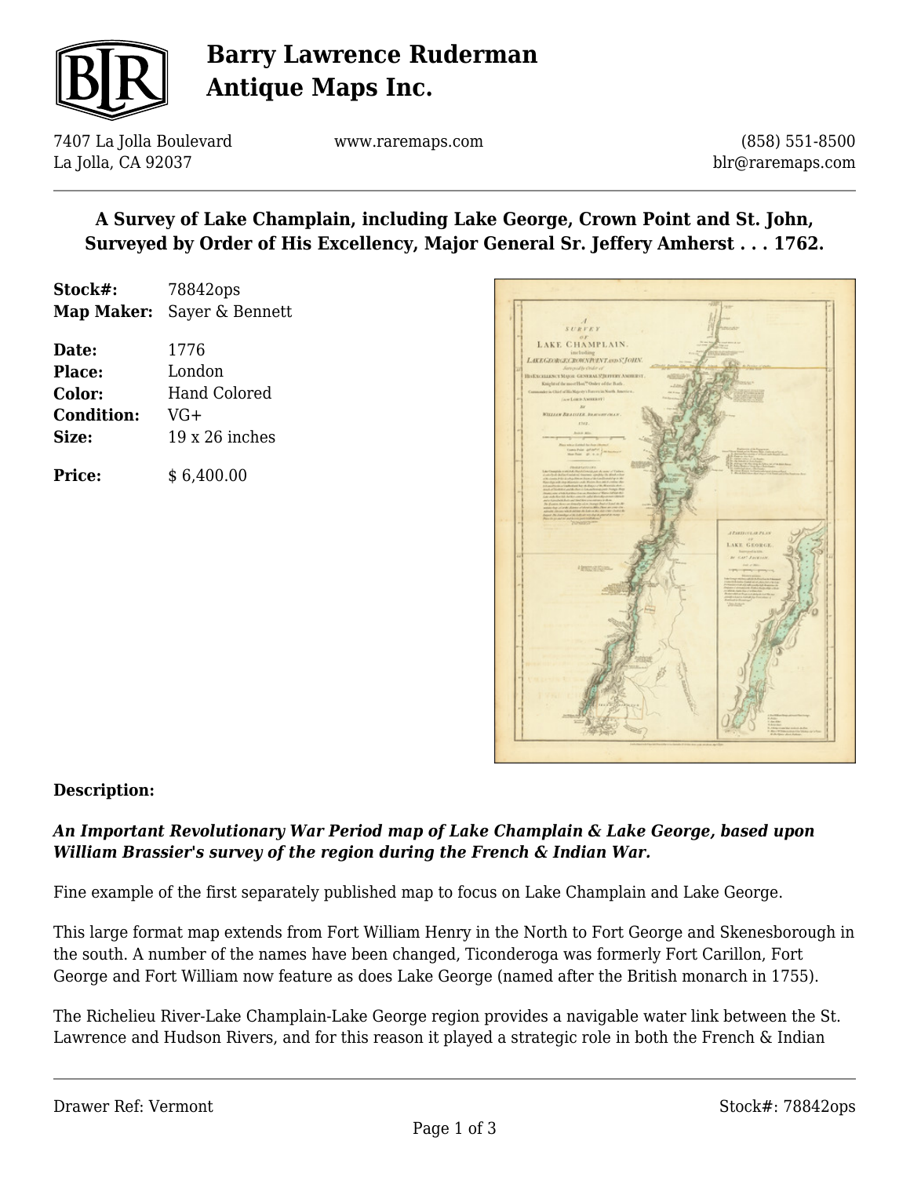# Barry Lawrence Ruderman Antique Maps Inc.

7407 La Jolla Boulevard
La Jolla, CA 92037

www.raremaps.com

(858) 551-8500
blr@raremaps.com

## A Survey of Lake Champlain, including Lake George, Crown Point and St. John, Surveyed by Order of His Excellency, Major General Sr. Jeffery Amherst . . . 1762.

**Stock#:** 78842ops
**Map Maker:** Sayer & Bennett

**Date:** 1776
**Place:** London
**Color:** Hand Colored
**Condition:** VG+
**Size:** 19 x 26 inches

**Price:** $ 6,400.00

### Description:

***An Important Revolutionary War Period map of Lake Champlain & Lake George, based upon William Brassier's survey of the region during the French & Indian War.***

Fine example of the first separately published map to focus on Lake Champlain and Lake George.

This large format map extends from Fort William Henry in the North to Fort George and Skenesborough in the south. A number of the names have been changed, Ticonderoga was formerly Fort Carillon, Fort George and Fort William now feature as does Lake George (named after the British monarch in 1755).

The Richelieu River-Lake Champlain-Lake George region provides a navigable water link between the St. Lawrence and Hudson Rivers, and for this reason it played a strategic role in both the French & Indian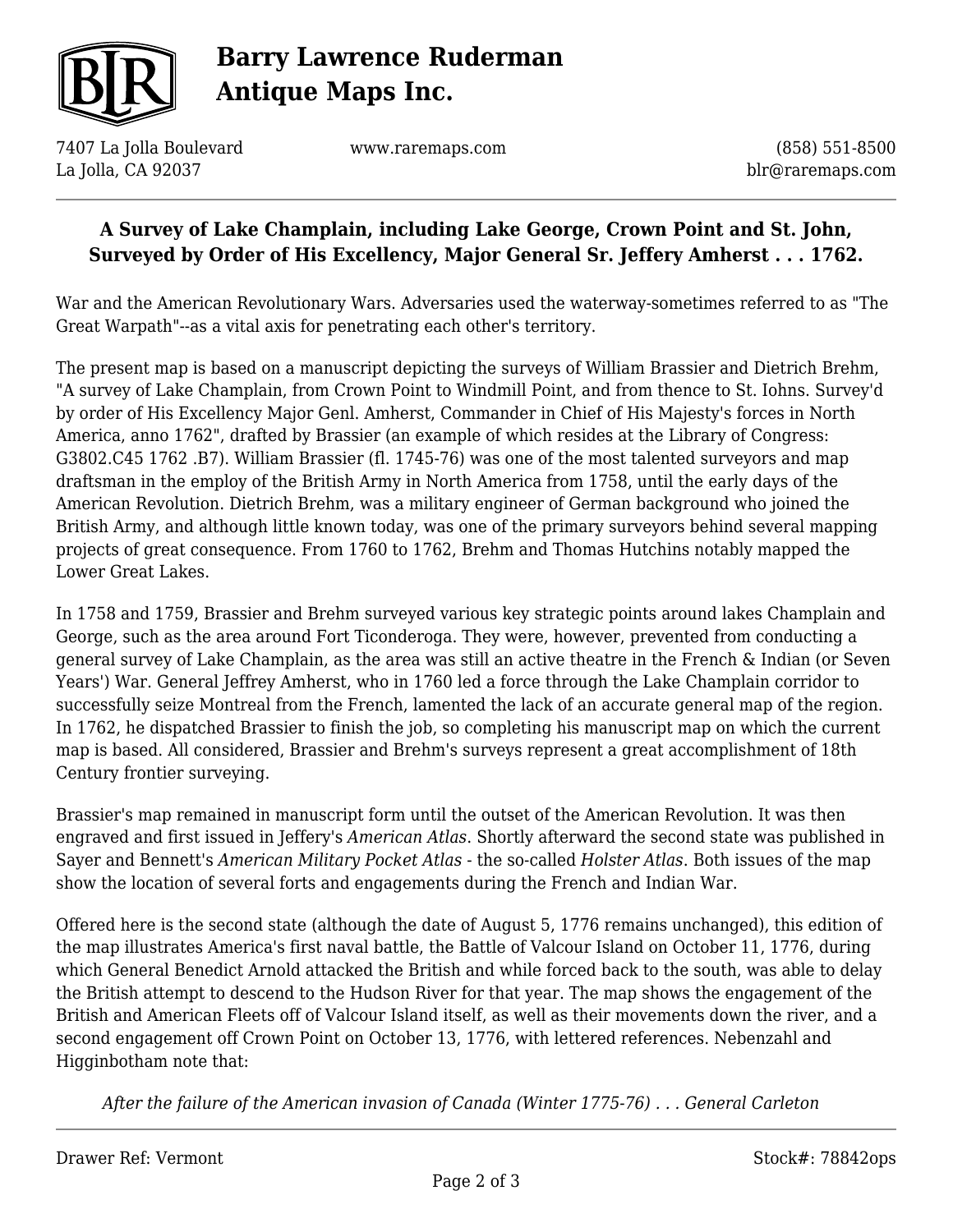## A Survey of Lake Champlain, including Lake George, Crown Point and St. John, Surveyed by Order of His Excellency, Major General Sr. Jeffery Amherst . . . 1762.

War and the American Revolutionary Wars. Adversaries used the waterway-sometimes referred to as "The Great Warpath"--as a vital axis for penetrating each other's territory.

The present map is based on a manuscript depicting the surveys of William Brassier and Dietrich Brehm, "A survey of Lake Champlain, from Crown Point to Windmill Point, and from thence to St. Iohns. Survey'd by order of His Excellency Major Genl. Amherst, Commander in Chief of His Majesty's forces in North America, anno 1762", drafted by Brassier (an example of which resides at the Library of Congress: G3802.C45 1762 .B7). William Brassier (fl. 1745-76) was one of the most talented surveyors and map draftsman in the employ of the British Army in North America from 1758, until the early days of the American Revolution. Dietrich Brehm, was a military engineer of German background who joined the British Army, and although little known today, was one of the primary surveyors behind several mapping projects of great consequence. From 1760 to 1762, Brehm and Thomas Hutchins notably mapped the Lower Great Lakes.

In 1758 and 1759, Brassier and Brehm surveyed various key strategic points around lakes Champlain and George, such as the area around Fort Ticonderoga. They were, however, prevented from conducting a general survey of Lake Champlain, as the area was still an active theatre in the French & Indian (or Seven Years') War. General Jeffrey Amherst, who in 1760 led a force through the Lake Champlain corridor to successfully seize Montreal from the French, lamented the lack of an accurate general map of the region. In 1762, he dispatched Brassier to finish the job, so completing his manuscript map on which the current map is based. All considered, Brassier and Brehm's surveys represent a great accomplishment of 18th Century frontier surveying.

Brassier's map remained in manuscript form until the outset of the American Revolution. It was then engraved and first issued in Jeffery's *American Atlas*. Shortly afterward the second state was published in Sayer and Bennett's *American Military Pocket Atlas* - the so-called *Holster Atlas*. Both issues of the map show the location of several forts and engagements during the French and Indian War.

Offered here is the second state (although the date of August 5, 1776 remains unchanged), this edition of the map illustrates America's first naval battle, the Battle of Valcour Island on October 11, 1776, during which General Benedict Arnold attacked the British and while forced back to the south, was able to delay the British attempt to descend to the Hudson River for that year. The map shows the engagement of the British and American Fleets off of Valcour Island itself, as well as their movements down the river, and a second engagement off Crown Point on October 13, 1776, with lettered references. Nebenzahl and Higginbotham note that:

> *After the failure of the American invasion of Canada (Winter 1775-76) . . . General Carleton*

Drawer Ref: Vermont

Stock#: 78842ops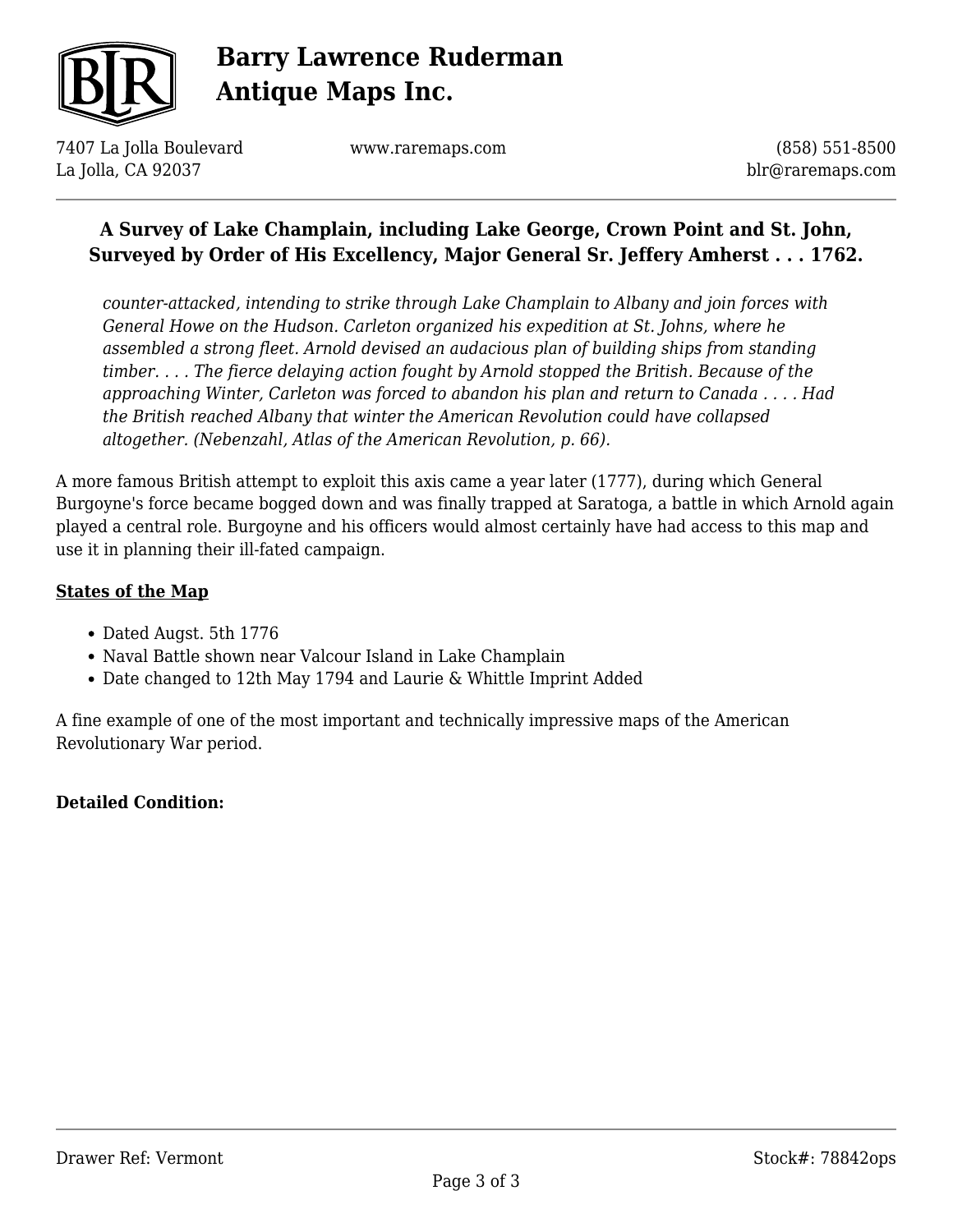*counter-attacked, intending to strike through Lake Champlain to Albany and join forces with General Howe on the Hudson. Carleton organized his expedition at St. Johns, where he assembled a strong fleet. Arnold devised an audacious plan of building ships from standing timber. . . . The fierce delaying action fought by Arnold stopped the British. Because of the approaching Winter, Carleton was forced to abandon his plan and return to Canada . . . . Had the British reached Albany that winter the American Revolution could have collapsed altogether. (Nebenzahl, Atlas of the American Revolution, p. 66).*

A more famous British attempt to exploit this axis came a year later (1777), during which General Burgoyne's force became bogged down and was finally trapped at Saratoga, a battle in which Arnold again played a central role. Burgoyne and his officers would almost certainly have had access to this map and use it in planning their ill-fated campaign.

**States of the Map**

- Dated Augst. 5th 1776
- Naval Battle shown near Valcour Island in Lake Champlain
- Date changed to 12th May 1794 and Laurie & Whittle Imprint Added

A fine example of one of the most important and technically impressive maps of the American Revolutionary War period.

**Detailed Condition:**